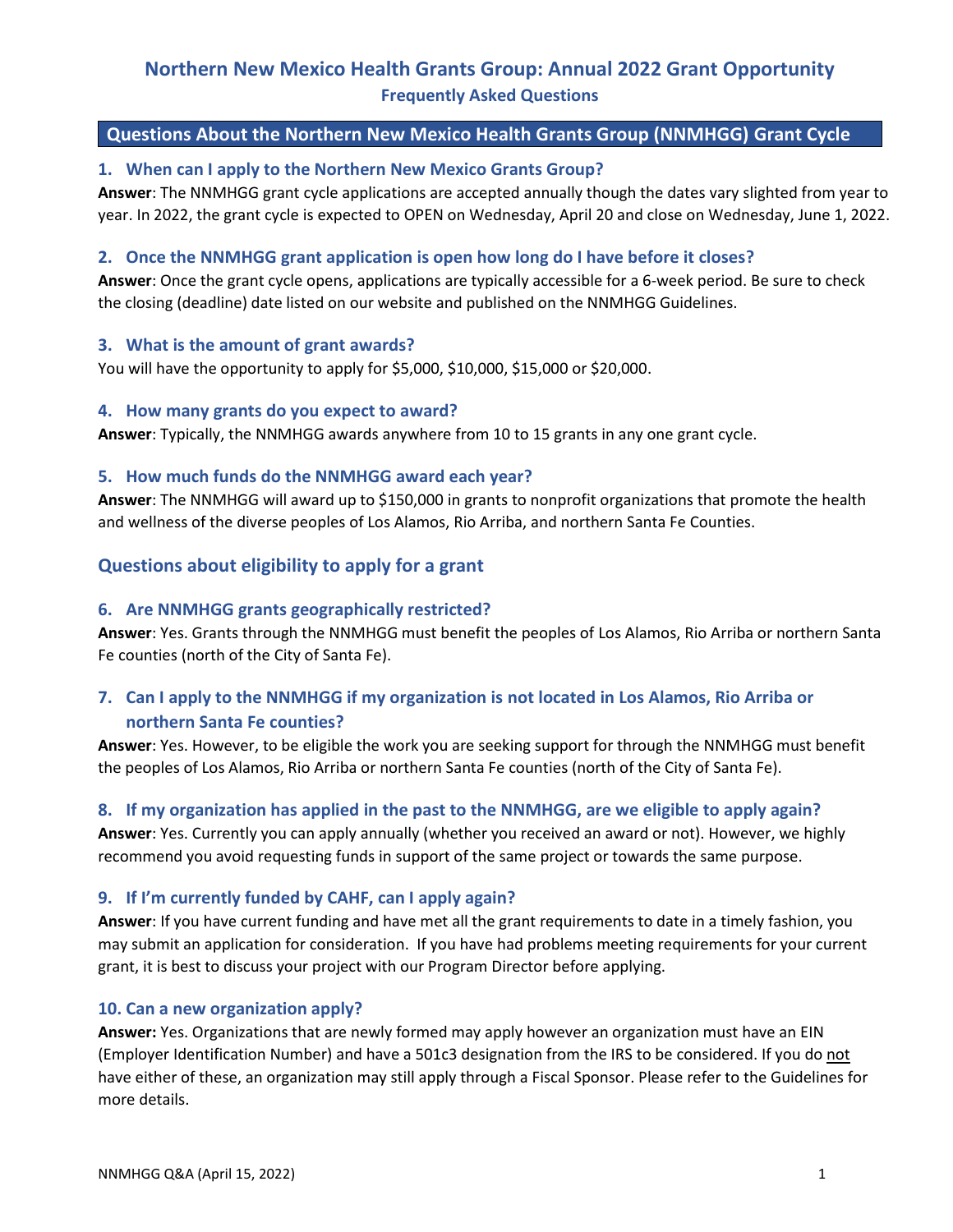# Northern New Mexico Health Grants Group: Annual 2022 Grant Opportunity

## Frequently Asked Questions

## Questions About the Northern New Mexico Health Grants Group (NNMHGG) Grant Cycle

### 1. When can I apply to the Northern New Mexico Grants Group?

**Answer**: The NNMHGG grant cycle applications are accepted annually though the dates vary slighted from year to year. In 2022, the grant cycle is expected to OPEN on Wednesday, April 20 and close on Wednesday, June 1, 2022.

### 2. Once the NNMHGG grant application is open how long do I have before it closes?

**Answer**: Once the grant cycle opens, applications are typically accessible for a 6-week period. Be sure to check the closing (deadline) date listed on our website and published on the NNMHGG Guidelines.

### 3. What is the amount of grant awards?

You will have the opportunity to apply for $5,000, $10,000, $15,000 or $20,000.

### 4. How many grants do you expect to award?

**Answer**: Typically, the NNMHGG awards anywhere from 10 to 15 grants in any one grant cycle.

### 5. How much funds do the NNMHGG award each year?

**Answer**: The NNMHGG will award up to $150,000 in grants to nonprofit organizations that promote the health and wellness of the diverse peoples of Los Alamos, Rio Arriba, and northern Santa Fe Counties.

## Questions about eligibility to apply for a grant

### 6. Are NNMHGG grants geographically restricted?

**Answer**: Yes. Grants through the NNMHGG must benefit the peoples of Los Alamos, Rio Arriba or northern Santa Fe counties (north of the City of Santa Fe).

### 7. Can I apply to the NNMHGG if my organization is not located in Los Alamos, Rio Arriba or northern Santa Fe counties?

**Answer**: Yes. However, to be eligible the work you are seeking support for through the NNMHGG must benefit the peoples of Los Alamos, Rio Arriba or northern Santa Fe counties (north of the City of Santa Fe).

### 8. If my organization has applied in the past to the NNMHGG, are we eligible to apply again?

**Answer**: Yes. Currently you can apply annually (whether you received an award or not). However, we highly recommend you avoid requesting funds in support of the same project or towards the same purpose.

### 9. If I'm currently funded by CAHF, can I apply again?

**Answer**: If you have current funding and have met all the grant requirements to date in a timely fashion, you may submit an application for consideration. If you have had problems meeting requirements for your current grant, it is best to discuss your project with our Program Director before applying.

### 10. Can a new organization apply?

**Answer:** Yes. Organizations that are newly formed may apply however an organization must have an EIN (Employer Identification Number) and have a 501c3 designation from the IRS to be considered. If you do not have either of these, an organization may still apply through a Fiscal Sponsor. Please refer to the Guidelines for more details.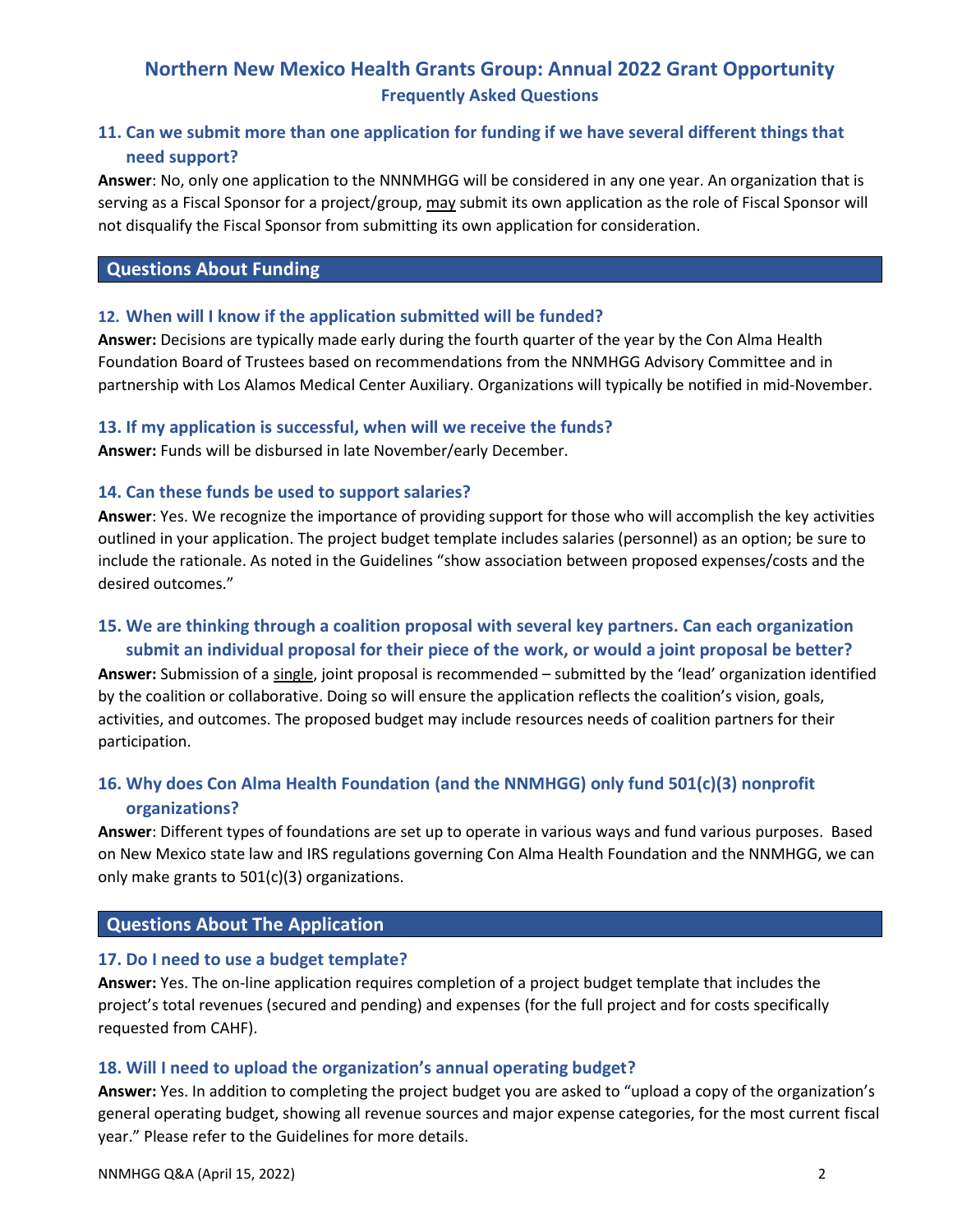# Northern New Mexico Health Grants Group: Annual 2022 Grant Opportunity

## Frequently Asked Questions

### 11. Can we submit more than one application for funding if we have several different things that need support?

**Answer**: No, only one application to the NNNMHGG will be considered in any one year. An organization that is serving as a Fiscal Sponsor for a project/group, <u>may</u> submit its own application as the role of Fiscal Sponsor will not disqualify the Fiscal Sponsor from submitting its own application for consideration.

## Questions About Funding

### 12. When will I know if the application submitted will be funded?

**Answer:** Decisions are typically made early during the fourth quarter of the year by the Con Alma Health Foundation Board of Trustees based on recommendations from the NNMHGG Advisory Committee and in partnership with Los Alamos Medical Center Auxiliary. Organizations will typically be notified in mid-November.

### 13. If my application is successful, when will we receive the funds?

**Answer:** Funds will be disbursed in late November/early December.

### 14. Can these funds be used to support salaries?

**Answer**: Yes. We recognize the importance of providing support for those who will accomplish the key activities outlined in your application. The project budget template includes salaries (personnel) as an option; be sure to include the rationale. As noted in the Guidelines "show association between proposed expenses/costs and the desired outcomes."

### 15. We are thinking through a coalition proposal with several key partners. Can each organization submit an individual proposal for their piece of the work, or would a joint proposal be better?

**Answer:** Submission of a <u>single</u>, joint proposal is recommended – submitted by the 'lead' organization identified by the coalition or collaborative. Doing so will ensure the application reflects the coalition's vision, goals, activities, and outcomes. The proposed budget may include resources needs of coalition partners for their participation.

### 16. Why does Con Alma Health Foundation (and the NNMHGG) only fund 501(c)(3) nonprofit organizations?

**Answer**: Different types of foundations are set up to operate in various ways and fund various purposes. Based on New Mexico state law and IRS regulations governing Con Alma Health Foundation and the NNMHGG, we can only make grants to 501(c)(3) organizations.

## Questions About The Application

### 17. Do I need to use a budget template?

**Answer:** Yes. The on-line application requires completion of a project budget template that includes the project's total revenues (secured and pending) and expenses (for the full project and for costs specifically requested from CAHF).

### 18. Will I need to upload the organization's annual operating budget?

**Answer:** Yes. In addition to completing the project budget you are asked to "upload a copy of the organization's general operating budget, showing all revenue sources and major expense categories, for the most current fiscal year." Please refer to the Guidelines for more details.

NNMHGG Q&A (April 15, 2022)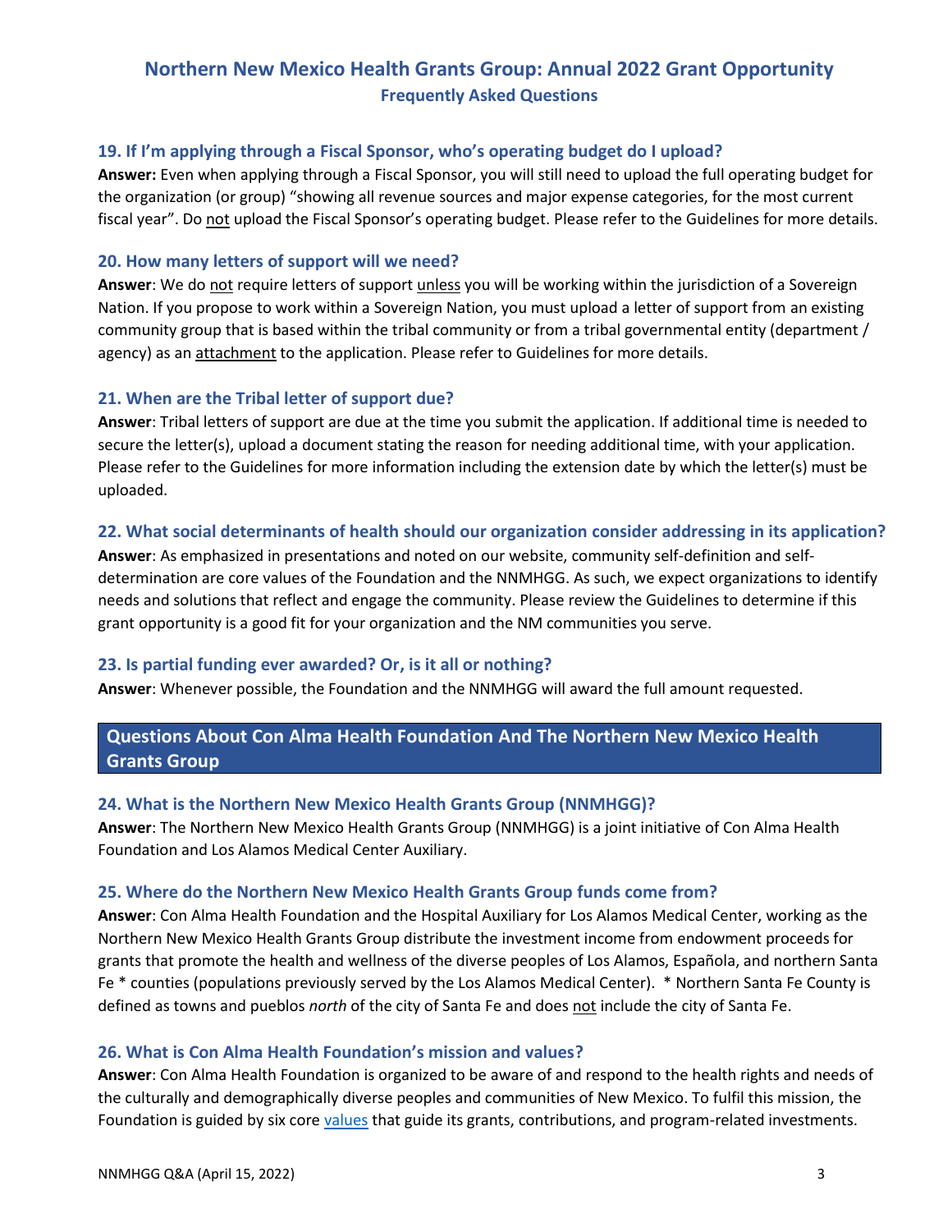# Northern New Mexico Health Grants Group: Annual 2022 Grant Opportunity

## Frequently Asked Questions

### 19. If I'm applying through a Fiscal Sponsor, who's operating budget do I upload?

**Answer:** Even when applying through a Fiscal Sponsor, you will still need to upload the full operating budget for the organization (or group) "showing all revenue sources and major expense categories, for the most current fiscal year". Do not upload the Fiscal Sponsor's operating budget. Please refer to the Guidelines for more details.

### 20. How many letters of support will we need?

**Answer**: We do not require letters of support unless you will be working within the jurisdiction of a Sovereign Nation. If you propose to work within a Sovereign Nation, you must upload a letter of support from an existing community group that is based within the tribal community or from a tribal governmental entity (department / agency) as an attachment to the application. Please refer to Guidelines for more details.

### 21. When are the Tribal letter of support due?

**Answer**: Tribal letters of support are due at the time you submit the application. If additional time is needed to secure the letter(s), upload a document stating the reason for needing additional time, with your application. Please refer to the Guidelines for more information including the extension date by which the letter(s) must be uploaded.

### 22. What social determinants of health should our organization consider addressing in its application?

**Answer**: As emphasized in presentations and noted on our website, community self-definition and self-determination are core values of the Foundation and the NNMHGG. As such, we expect organizations to identify needs and solutions that reflect and engage the community. Please review the Guidelines to determine if this grant opportunity is a good fit for your organization and the NM communities you serve.

### 23. Is partial funding ever awarded? Or, is it all or nothing?

**Answer**: Whenever possible, the Foundation and the NNMHGG will award the full amount requested.

## Questions About Con Alma Health Foundation And The Northern New Mexico Health Grants Group

### 24. What is the Northern New Mexico Health Grants Group (NNMHGG)?

**Answer**: The Northern New Mexico Health Grants Group (NNMHGG) is a joint initiative of Con Alma Health Foundation and Los Alamos Medical Center Auxiliary.

### 25. Where do the Northern New Mexico Health Grants Group funds come from?

**Answer**: Con Alma Health Foundation and the Hospital Auxiliary for Los Alamos Medical Center, working as the Northern New Mexico Health Grants Group distribute the investment income from endowment proceeds for grants that promote the health and wellness of the diverse peoples of Los Alamos, Española, and northern Santa Fe * counties (populations previously served by the Los Alamos Medical Center). * Northern Santa Fe County is defined as towns and pueblos *north* of the city of Santa Fe and does not include the city of Santa Fe.

### 26. What is Con Alma Health Foundation's mission and values?

**Answer**: Con Alma Health Foundation is organized to be aware of and respond to the health rights and needs of the culturally and demographically diverse peoples and communities of New Mexico. To fulfil this mission, the Foundation is guided by six core values that guide its grants, contributions, and program-related investments.

NNMHGG Q&A (April 15, 2022)